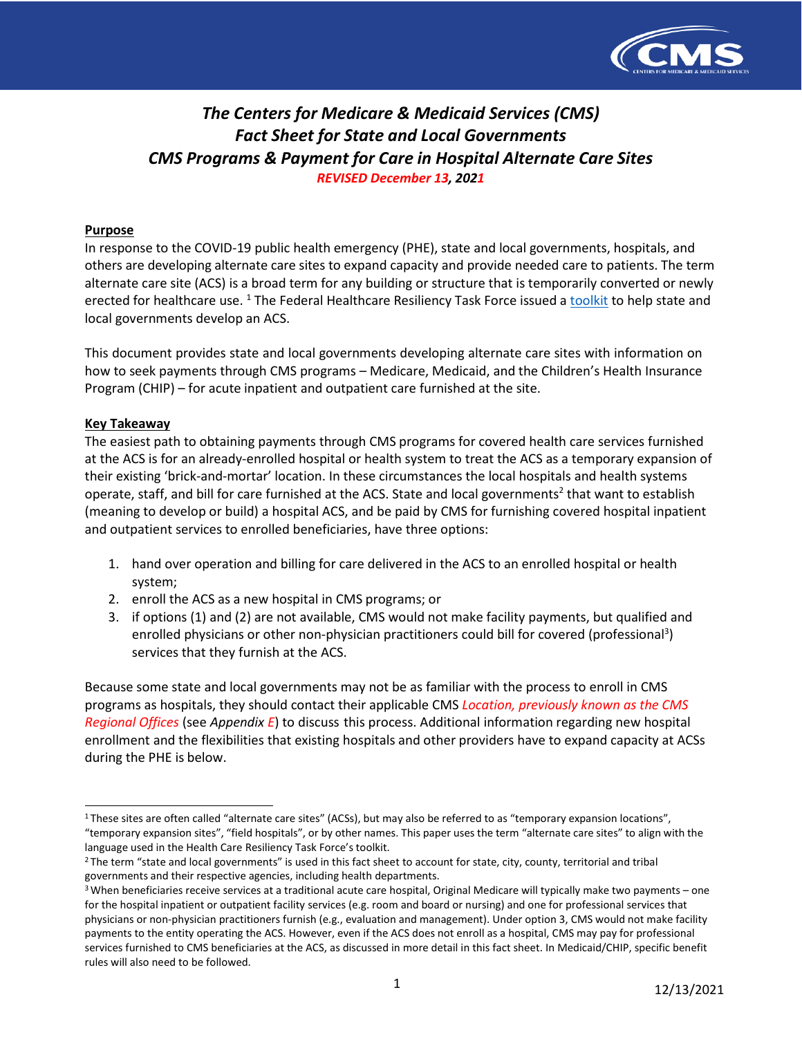# *The Centers for Medicare & Medicaid Services (CMS)*
# *Fact Sheet for State and Local Governments*
# *CMS Programs & Payment for Care in Hospital Alternate Care Sites*

***REVISED December 13, 2021***

## Purpose

In response to the COVID-19 public health emergency (PHE), state and local governments, hospitals, and others are developing alternate care sites to expand capacity and provide needed care to patients. The term alternate care site (ACS) is a broad term for any building or structure that is temporarily converted or newly erected for healthcare use. [1] The Federal Healthcare Resiliency Task Force issued a toolkit to help state and local governments develop an ACS.

This document provides state and local governments developing alternate care sites with information on how to seek payments through CMS programs – Medicare, Medicaid, and the Children's Health Insurance Program (CHIP) – for acute inpatient and outpatient care furnished at the site.

## Key Takeaway

The easiest path to obtaining payments through CMS programs for covered health care services furnished at the ACS is for an already-enrolled hospital or health system to treat the ACS as a temporary expansion of their existing 'brick-and-mortar' location. In these circumstances the local hospitals and health systems operate, staff, and bill for care furnished at the ACS. State and local governments[2] that want to establish (meaning to develop or build) a hospital ACS, and be paid by CMS for furnishing covered hospital inpatient and outpatient services to enrolled beneficiaries, have three options:

1. hand over operation and billing for care delivered in the ACS to an enrolled hospital or health system;
2. enroll the ACS as a new hospital in CMS programs; or
3. if options (1) and (2) are not available, CMS would not make facility payments, but qualified and enrolled physicians or other non-physician practitioners could bill for covered (professional[3]) services that they furnish at the ACS.

Because some state and local governments may not be as familiar with the process to enroll in CMS programs as hospitals, they should contact their applicable CMS *Location, previously known as the CMS Regional Offices* (see *Appendix E*) to discuss this process. Additional information regarding new hospital enrollment and the flexibilities that existing hospitals and other providers have to expand capacity at ACSs during the PHE is below.

---

[1] These sites are often called "alternate care sites" (ACSs), but may also be referred to as "temporary expansion locations", "temporary expansion sites", "field hospitals", or by other names. This paper uses the term "alternate care sites" to align with the language used in the Health Care Resiliency Task Force's toolkit.

[2] The term "state and local governments" is used in this fact sheet to account for state, city, county, territorial and tribal governments and their respective agencies, including health departments.

[3] When beneficiaries receive services at a traditional acute care hospital, Original Medicare will typically make two payments – one for the hospital inpatient or outpatient facility services (e.g. room and board or nursing) and one for professional services that physicians or non-physician practitioners furnish (e.g., evaluation and management). Under option 3, CMS would not make facility payments to the entity operating the ACS. However, even if the ACS does not enroll as a hospital, CMS may pay for professional services furnished to CMS beneficiaries at the ACS, as discussed in more detail in this fact sheet. In Medicaid/CHIP, specific benefit rules will also need to be followed.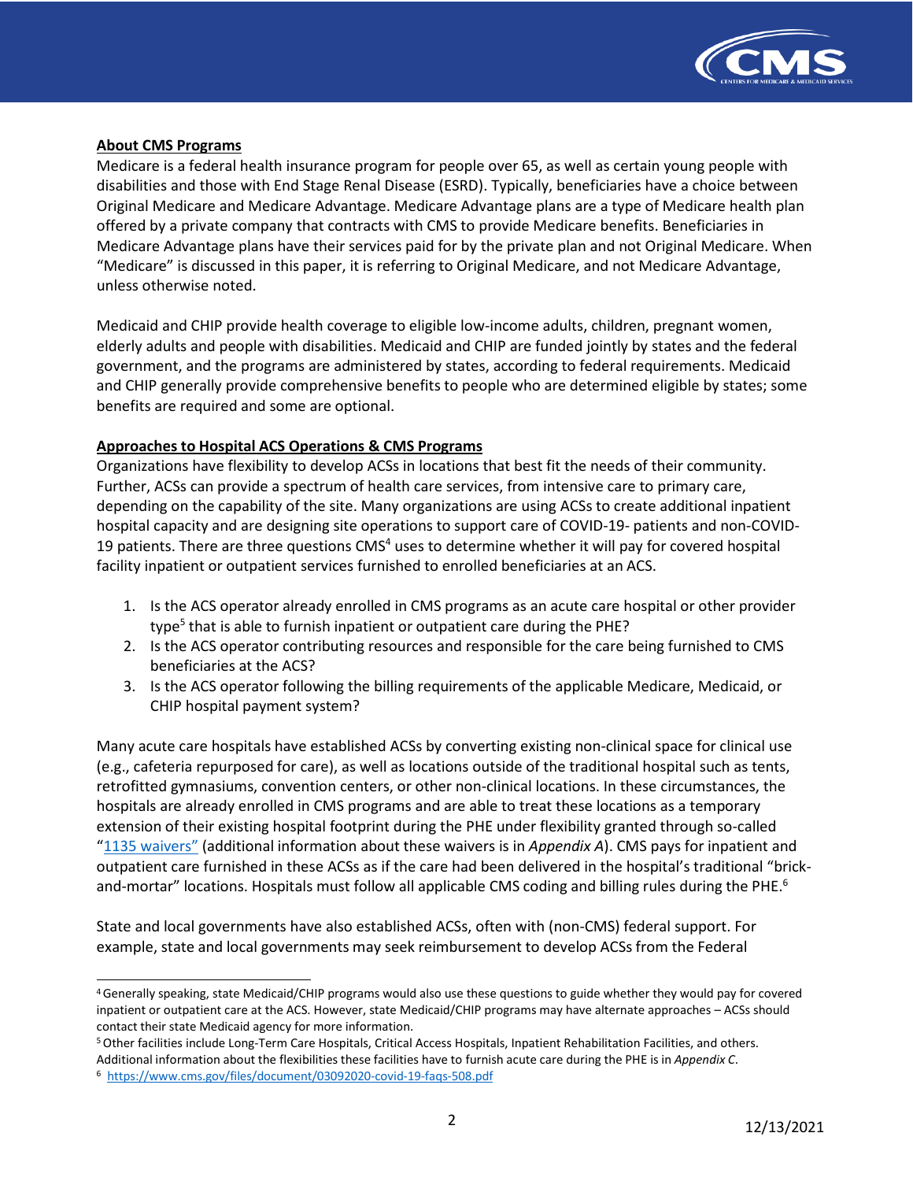**About CMS Programs**

Medicare is a federal health insurance program for people over 65, as well as certain young people with disabilities and those with End Stage Renal Disease (ESRD). Typically, beneficiaries have a choice between Original Medicare and Medicare Advantage. Medicare Advantage plans are a type of Medicare health plan offered by a private company that contracts with CMS to provide Medicare benefits. Beneficiaries in Medicare Advantage plans have their services paid for by the private plan and not Original Medicare. When "Medicare" is discussed in this paper, it is referring to Original Medicare, and not Medicare Advantage, unless otherwise noted.

Medicaid and CHIP provide health coverage to eligible low-income adults, children, pregnant women, elderly adults and people with disabilities. Medicaid and CHIP are funded jointly by states and the federal government, and the programs are administered by states, according to federal requirements. Medicaid and CHIP generally provide comprehensive benefits to people who are determined eligible by states; some benefits are required and some are optional.

**Approaches to Hospital ACS Operations & CMS Programs**

Organizations have flexibility to develop ACSs in locations that best fit the needs of their community. Further, ACSs can provide a spectrum of health care services, from intensive care to primary care, depending on the capability of the site. Many organizations are using ACSs to create additional inpatient hospital capacity and are designing site operations to support care of COVID-19- patients and non-COVID-19 patients. There are three questions CMS[4] uses to determine whether it will pay for covered hospital facility inpatient or outpatient services furnished to enrolled beneficiaries at an ACS.

1. Is the ACS operator already enrolled in CMS programs as an acute care hospital or other provider type[5] that is able to furnish inpatient or outpatient care during the PHE?
2. Is the ACS operator contributing resources and responsible for the care being furnished to CMS beneficiaries at the ACS?
3. Is the ACS operator following the billing requirements of the applicable Medicare, Medicaid, or CHIP hospital payment system?

Many acute care hospitals have established ACSs by converting existing non-clinical space for clinical use (e.g., cafeteria repurposed for care), as well as locations outside of the traditional hospital such as tents, retrofitted gymnasiums, convention centers, or other non-clinical locations. In these circumstances, the hospitals are already enrolled in CMS programs and are able to treat these locations as a temporary extension of their existing hospital footprint during the PHE under flexibility granted through so-called "1135 waivers" (additional information about these waivers is in *Appendix A*). CMS pays for inpatient and outpatient care furnished in these ACSs as if the care had been delivered in the hospital's traditional "brick-and-mortar" locations. Hospitals must follow all applicable CMS coding and billing rules during the PHE.[6]

State and local governments have also established ACSs, often with (non-CMS) federal support. For example, state and local governments may seek reimbursement to develop ACSs from the Federal

---

[4] Generally speaking, state Medicaid/CHIP programs would also use these questions to guide whether they would pay for covered inpatient or outpatient care at the ACS. However, state Medicaid/CHIP programs may have alternate approaches – ACSs should contact their state Medicaid agency for more information.

[5] Other facilities include Long-Term Care Hospitals, Critical Access Hospitals, Inpatient Rehabilitation Facilities, and others. Additional information about the flexibilities these facilities have to furnish acute care during the PHE is in *Appendix C*.

[6] https://www.cms.gov/files/document/03092020-covid-19-faqs-508.pdf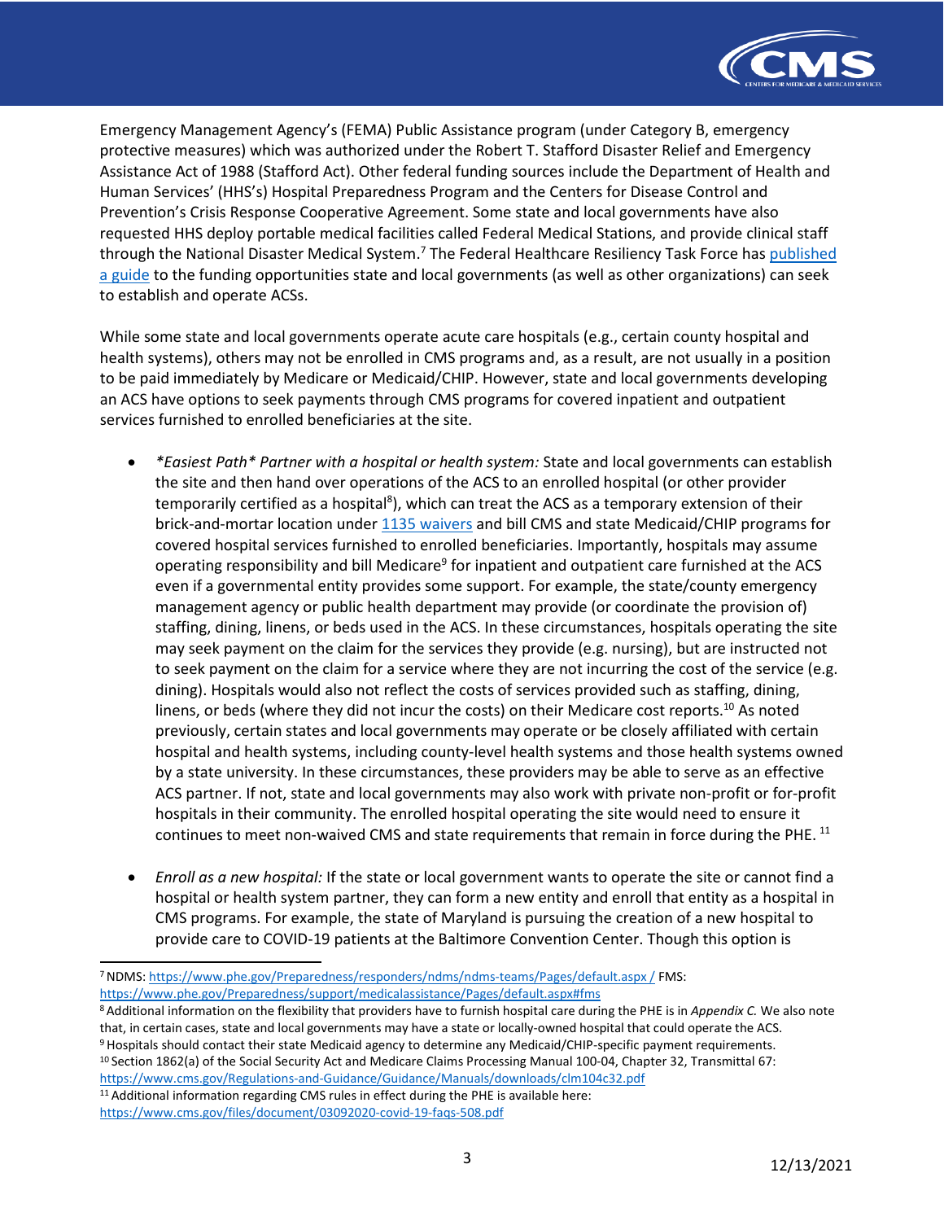Emergency Management Agency's (FEMA) Public Assistance program (under Category B, emergency protective measures) which was authorized under the Robert T. Stafford Disaster Relief and Emergency Assistance Act of 1988 (Stafford Act). Other federal funding sources include the Department of Health and Human Services' (HHS's) Hospital Preparedness Program and the Centers for Disease Control and Prevention's Crisis Response Cooperative Agreement. Some state and local governments have also requested HHS deploy portable medical facilities called Federal Medical Stations, and provide clinical staff through the National Disaster Medical System.[7] The Federal Healthcare Resiliency Task Force has published a guide to the funding opportunities state and local governments (as well as other organizations) can seek to establish and operate ACSs.

While some state and local governments operate acute care hospitals (e.g., certain county hospital and health systems), others may not be enrolled in CMS programs and, as a result, are not usually in a position to be paid immediately by Medicare or Medicaid/CHIP. However, state and local governments developing an ACS have options to seek payments through CMS programs for covered inpatient and outpatient services furnished to enrolled beneficiaries at the site.

- *\*Easiest Path\* Partner with a hospital or health system:* State and local governments can establish the site and then hand over operations of the ACS to an enrolled hospital (or other provider temporarily certified as a hospital[8]), which can treat the ACS as a temporary extension of their brick-and-mortar location under 1135 waivers and bill CMS and state Medicaid/CHIP programs for covered hospital services furnished to enrolled beneficiaries. Importantly, hospitals may assume operating responsibility and bill Medicare[9] for inpatient and outpatient care furnished at the ACS even if a governmental entity provides some support. For example, the state/county emergency management agency or public health department may provide (or coordinate the provision of) staffing, dining, linens, or beds used in the ACS. In these circumstances, hospitals operating the site may seek payment on the claim for the services they provide (e.g. nursing), but are instructed not to seek payment on the claim for a service where they are not incurring the cost of the service (e.g. dining). Hospitals would also not reflect the costs of services provided such as staffing, dining, linens, or beds (where they did not incur the costs) on their Medicare cost reports.[10] As noted previously, certain states and local governments may operate or be closely affiliated with certain hospital and health systems, including county-level health systems and those health systems owned by a state university. In these circumstances, these providers may be able to serve as an effective ACS partner. If not, state and local governments may also work with private non-profit or for-profit hospitals in their community. The enrolled hospital operating the site would need to ensure it continues to meet non-waived CMS and state requirements that remain in force during the PHE.[11]

- *Enroll as a new hospital:* If the state or local government wants to operate the site or cannot find a hospital or health system partner, they can form a new entity and enroll that entity as a hospital in CMS programs. For example, the state of Maryland is pursuing the creation of a new hospital to provide care to COVID-19 patients at the Baltimore Convention Center. Though this option is

---

[7] NDMS: https://www.phe.gov/Preparedness/responders/ndms/ndms-teams/Pages/default.aspx / FMS: https://www.phe.gov/Preparedness/support/medicalassistance/Pages/default.aspx#fms

[8] Additional information on the flexibility that providers have to furnish hospital care during the PHE is in *Appendix C.* We also note that, in certain cases, state and local governments may have a state or locally-owned hospital that could operate the ACS.

[9] Hospitals should contact their state Medicaid agency to determine any Medicaid/CHIP-specific payment requirements.

[10] Section 1862(a) of the Social Security Act and Medicare Claims Processing Manual 100-04, Chapter 32, Transmittal 67: https://www.cms.gov/Regulations-and-Guidance/Guidance/Manuals/downloads/clm104c32.pdf

[11] Additional information regarding CMS rules in effect during the PHE is available here: https://www.cms.gov/files/document/03092020-covid-19-faqs-508.pdf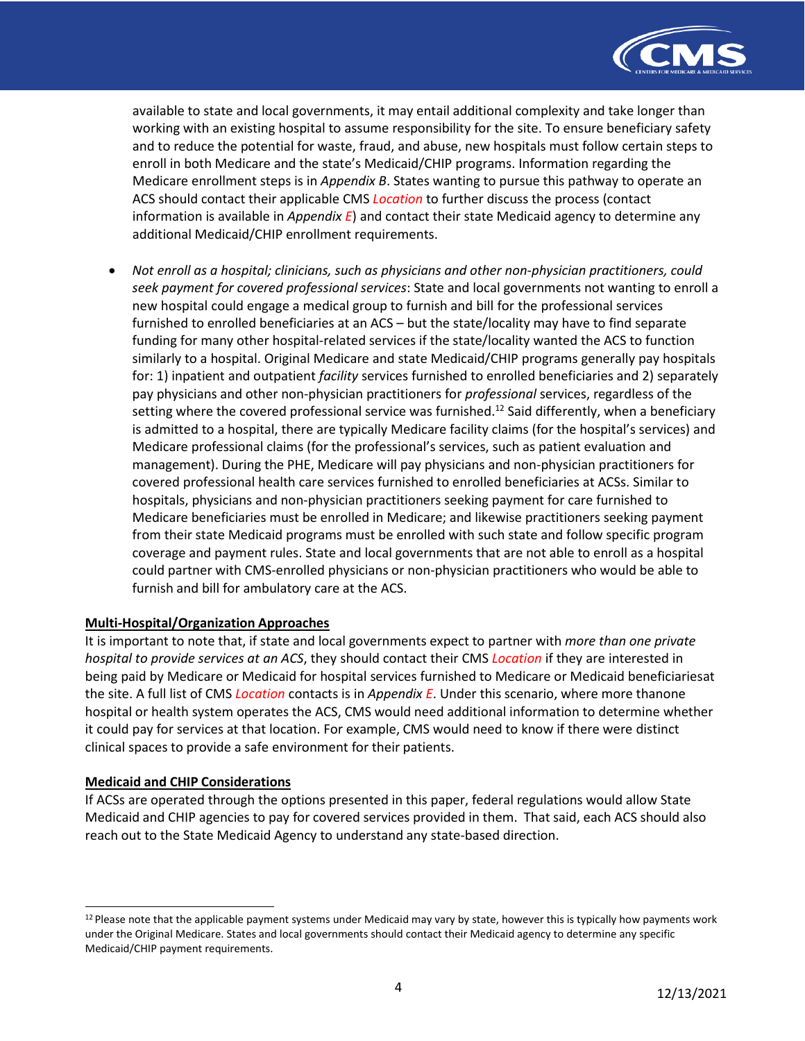available to state and local governments, it may entail additional complexity and take longer than working with an existing hospital to assume responsibility for the site. To ensure beneficiary safety and to reduce the potential for waste, fraud, and abuse, new hospitals must follow certain steps to enroll in both Medicare and the state's Medicaid/CHIP programs. Information regarding the Medicare enrollment steps is in *Appendix B*. States wanting to pursue this pathway to operate an ACS should contact their applicable CMS *Location* to further discuss the process (contact information is available in *Appendix E*) and contact their state Medicaid agency to determine any additional Medicaid/CHIP enrollment requirements.

- *Not enroll as a hospital; clinicians, such as physicians and other non-physician practitioners, could seek payment for covered professional services*: State and local governments not wanting to enroll a new hospital could engage a medical group to furnish and bill for the professional services furnished to enrolled beneficiaries at an ACS – but the state/locality may have to find separate funding for many other hospital-related services if the state/locality wanted the ACS to function similarly to a hospital. Original Medicare and state Medicaid/CHIP programs generally pay hospitals for: 1) inpatient and outpatient *facility* services furnished to enrolled beneficiaries and 2) separately pay physicians and other non-physician practitioners for *professional* services, regardless of the setting where the covered professional service was furnished.[12] Said differently, when a beneficiary is admitted to a hospital, there are typically Medicare facility claims (for the hospital's services) and Medicare professional claims (for the professional's services, such as patient evaluation and management). During the PHE, Medicare will pay physicians and non-physician practitioners for covered professional health care services furnished to enrolled beneficiaries at ACSs. Similar to hospitals, physicians and non-physician practitioners seeking payment for care furnished to Medicare beneficiaries must be enrolled in Medicare; and likewise practitioners seeking payment from their state Medicaid programs must be enrolled with such state and follow specific program coverage and payment rules. State and local governments that are not able to enroll as a hospital could partner with CMS-enrolled physicians or non-physician practitioners who would be able to furnish and bill for ambulatory care at the ACS.

**Multi-Hospital/Organization Approaches**

It is important to note that, if state and local governments expect to partner with *more than one private hospital to provide services at an ACS*, they should contact their CMS *Location* if they are interested in being paid by Medicare or Medicaid for hospital services furnished to Medicare or Medicaid beneficiariesat the site. A full list of CMS *Location* contacts is in *Appendix E*. Under this scenario, where more thanone hospital or health system operates the ACS, CMS would need additional information to determine whether it could pay for services at that location. For example, CMS would need to know if there were distinct clinical spaces to provide a safe environment for their patients.

**Medicaid and CHIP Considerations**

If ACSs are operated through the options presented in this paper, federal regulations would allow State Medicaid and CHIP agencies to pay for covered services provided in them. That said, each ACS should also reach out to the State Medicaid Agency to understand any state-based direction.

[12] Please note that the applicable payment systems under Medicaid may vary by state, however this is typically how payments work under the Original Medicare. States and local governments should contact their Medicaid agency to determine any specific Medicaid/CHIP payment requirements.

12/13/2021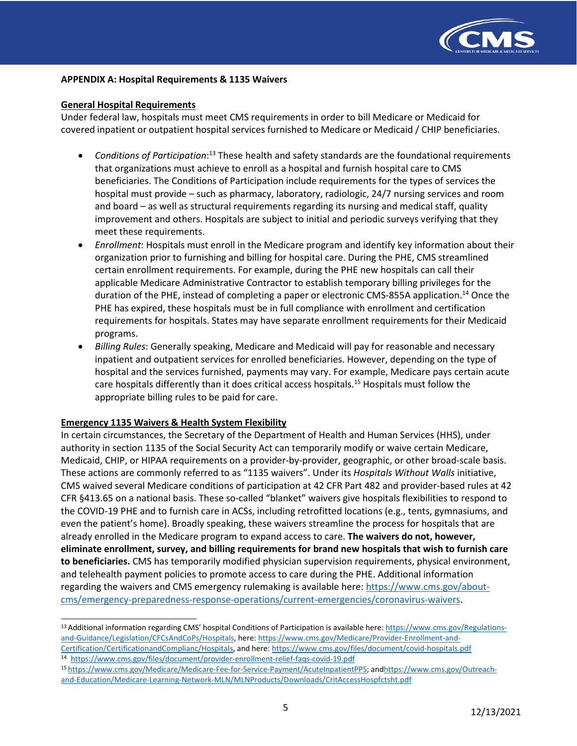## APPENDIX A: Hospital Requirements & 1135 Waivers

### General Hospital Requirements

Under federal law, hospitals must meet CMS requirements in order to bill Medicare or Medicaid for covered inpatient or outpatient hospital services furnished to Medicare or Medicaid / CHIP beneficiaries.

- *Conditions of Participation*:[13] These health and safety standards are the foundational requirements that organizations must achieve to enroll as a hospital and furnish hospital care to CMS beneficiaries. The Conditions of Participation include requirements for the types of services the hospital must provide – such as pharmacy, laboratory, radiologic, 24/7 nursing services and room and board – as well as structural requirements regarding its nursing and medical staff, quality improvement and others. Hospitals are subject to initial and periodic surveys verifying that they meet these requirements.
- *Enrollment*: Hospitals must enroll in the Medicare program and identify key information about their organization prior to furnishing and billing for hospital care. During the PHE, CMS streamlined certain enrollment requirements. For example, during the PHE new hospitals can call their applicable Medicare Administrative Contractor to establish temporary billing privileges for the duration of the PHE, instead of completing a paper or electronic CMS-855A application.[14] Once the PHE has expired, these hospitals must be in full compliance with enrollment and certification requirements for hospitals. States may have separate enrollment requirements for their Medicaid programs.
- *Billing Rules*: Generally speaking, Medicare and Medicaid will pay for reasonable and necessary inpatient and outpatient services for enrolled beneficiaries. However, depending on the type of hospital and the services furnished, payments may vary. For example, Medicare pays certain acute care hospitals differently than it does critical access hospitals.[15] Hospitals must follow the appropriate billing rules to be paid for care.

### Emergency 1135 Waivers & Health System Flexibility

In certain circumstances, the Secretary of the Department of Health and Human Services (HHS), under authority in section 1135 of the Social Security Act can temporarily modify or waive certain Medicare, Medicaid, CHIP, or HIPAA requirements on a provider-by-provider, geographic, or other broad-scale basis. These actions are commonly referred to as "1135 waivers". Under its *Hospitals Without Walls* initiative, CMS waived several Medicare conditions of participation at 42 CFR Part 482 and provider-based rules at 42 CFR §413.65 on a national basis. These so-called "blanket" waivers give hospitals flexibilities to respond to the COVID-19 PHE and to furnish care in ACSs, including retrofitted locations (e.g., tents, gymnasiums, and even the patient's home). Broadly speaking, these waivers streamline the process for hospitals that are already enrolled in the Medicare program to expand access to care. **The waivers do not, however, eliminate enrollment, survey, and billing requirements for brand new hospitals that wish to furnish care to beneficiaries.** CMS has temporarily modified physician supervision requirements, physical environment, and telehealth payment policies to promote access to care during the PHE. Additional information regarding the waivers and CMS emergency rulemaking is available here: https://www.cms.gov/about-cms/emergency-preparedness-response-operations/current-emergencies/coronavirus-waivers.

---

[13] Additional information regarding CMS' hospital Conditions of Participation is available here: https://www.cms.gov/Regulations-and-Guidance/Legislation/CFCsAndCoPs/Hospitals, here: https://www.cms.gov/Medicare/Provider-Enrollment-and-Certification/CertificationandComplianc/Hospitals, and here: https://www.cms.gov/files/document/covid-hospitals.pdf

[14] https://www.cms.gov/files/document/provider-enrollment-relief-faqs-covid-19.pdf

[15] https://www.cms.gov/Medicare/Medicare-Fee-for-Service-Payment/AcuteInpatientPPS; andhttps://www.cms.gov/Outreach-and-Education/Medicare-Learning-Network-MLN/MLNProducts/Downloads/CritAccessHospfctsht.pdf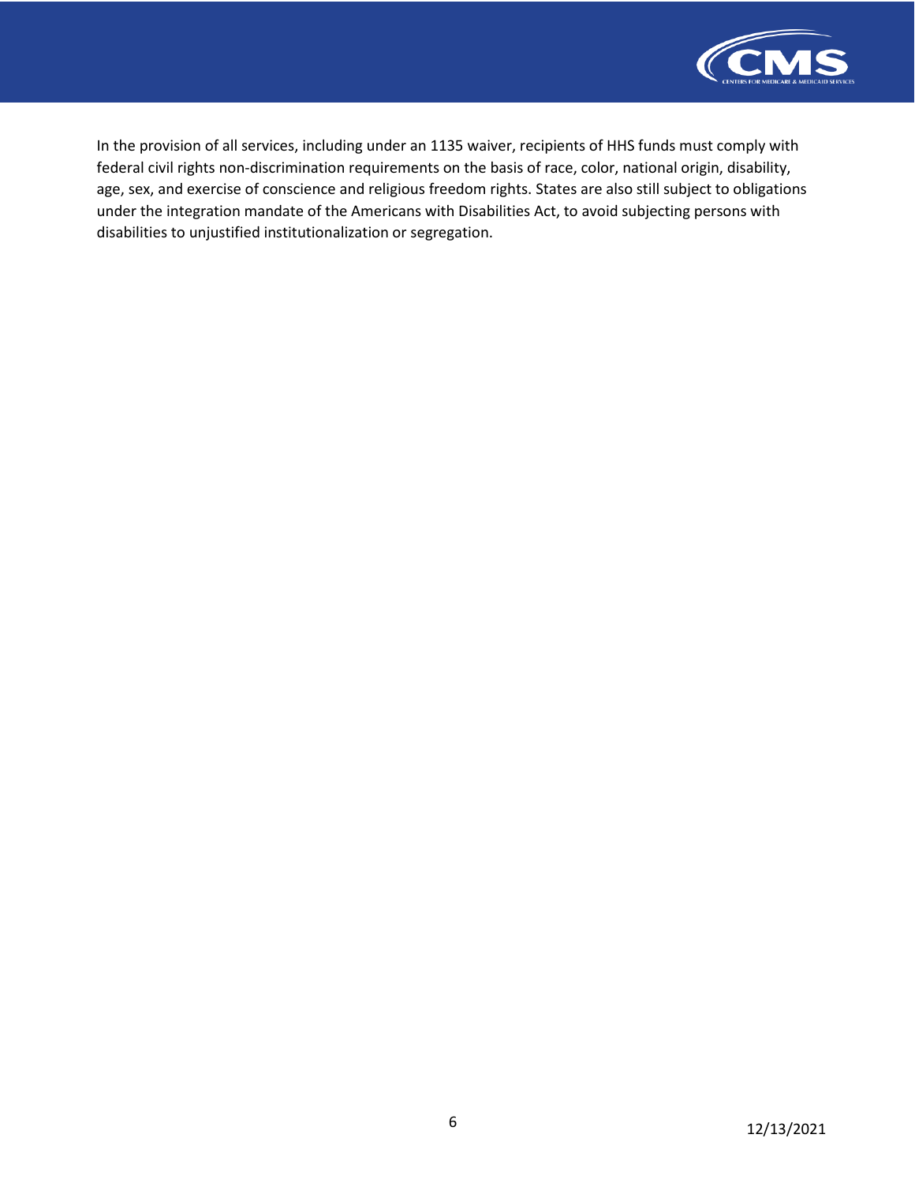In the provision of all services, including under an 1135 waiver, recipients of HHS funds must comply with federal civil rights non-discrimination requirements on the basis of race, color, national origin, disability, age, sex, and exercise of conscience and religious freedom rights. States are also still subject to obligations under the integration mandate of the Americans with Disabilities Act, to avoid subjecting persons with disabilities to unjustified institutionalization or segregation.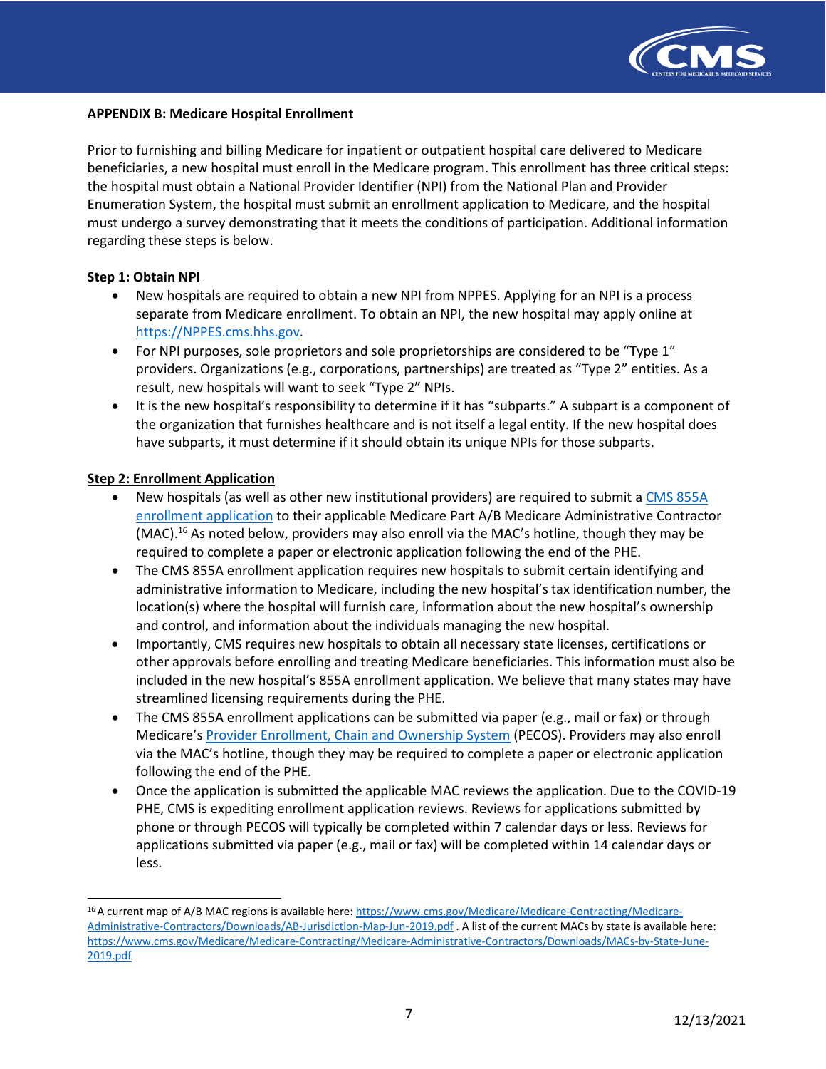**APPENDIX B: Medicare Hospital Enrollment**

Prior to furnishing and billing Medicare for inpatient or outpatient hospital care delivered to Medicare beneficiaries, a new hospital must enroll in the Medicare program. This enrollment has three critical steps: the hospital must obtain a National Provider Identifier (NPI) from the National Plan and Provider Enumeration System, the hospital must submit an enrollment application to Medicare, and the hospital must undergo a survey demonstrating that it meets the conditions of participation. Additional information regarding these steps is below.

**Step 1: Obtain NPI**

- New hospitals are required to obtain a new NPI from NPPES. Applying for an NPI is a process separate from Medicare enrollment. To obtain an NPI, the new hospital may apply online at https://NPPES.cms.hhs.gov.
- For NPI purposes, sole proprietors and sole proprietorships are considered to be "Type 1" providers. Organizations (e.g., corporations, partnerships) are treated as "Type 2" entities. As a result, new hospitals will want to seek "Type 2" NPIs.
- It is the new hospital's responsibility to determine if it has "subparts." A subpart is a component of the organization that furnishes healthcare and is not itself a legal entity. If the new hospital does have subparts, it must determine if it should obtain its unique NPIs for those subparts.

**Step 2: Enrollment Application**

- New hospitals (as well as other new institutional providers) are required to submit a CMS 855A enrollment application to their applicable Medicare Part A/B Medicare Administrative Contractor (MAC).[16] As noted below, providers may also enroll via the MAC's hotline, though they may be required to complete a paper or electronic application following the end of the PHE.
- The CMS 855A enrollment application requires new hospitals to submit certain identifying and administrative information to Medicare, including the new hospital's tax identification number, the location(s) where the hospital will furnish care, information about the new hospital's ownership and control, and information about the individuals managing the new hospital.
- Importantly, CMS requires new hospitals to obtain all necessary state licenses, certifications or other approvals before enrolling and treating Medicare beneficiaries. This information must also be included in the new hospital's 855A enrollment application. We believe that many states may have streamlined licensing requirements during the PHE.
- The CMS 855A enrollment applications can be submitted via paper (e.g., mail or fax) or through Medicare's Provider Enrollment, Chain and Ownership System (PECOS). Providers may also enroll via the MAC's hotline, though they may be required to complete a paper or electronic application following the end of the PHE.
- Once the application is submitted the applicable MAC reviews the application. Due to the COVID-19 PHE, CMS is expediting enrollment application reviews. Reviews for applications submitted by phone or through PECOS will typically be completed within 7 calendar days or less. Reviews for applications submitted via paper (e.g., mail or fax) will be completed within 14 calendar days or less.

---

[16] A current map of A/B MAC regions is available here: https://www.cms.gov/Medicare/Medicare-Contracting/Medicare-Administrative-Contractors/Downloads/AB-Jurisdiction-Map-Jun-2019.pdf . A list of the current MACs by state is available here: https://www.cms.gov/Medicare/Medicare-Contracting/Medicare-Administrative-Contractors/Downloads/MACs-by-State-June-2019.pdf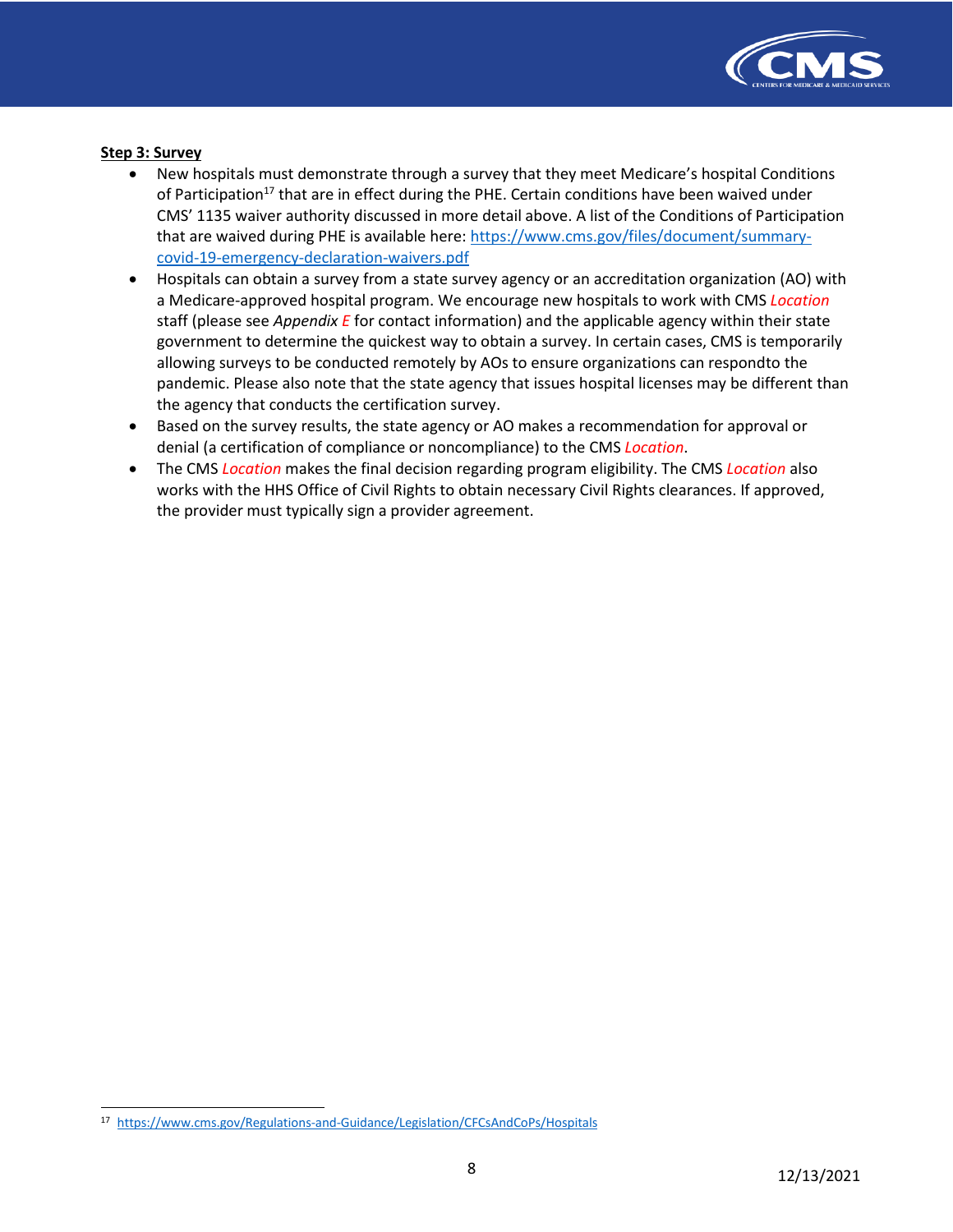**Step 3: Survey**

- New hospitals must demonstrate through a survey that they meet Medicare's hospital Conditions of Participation[17] that are in effect during the PHE. Certain conditions have been waived under CMS' 1135 waiver authority discussed in more detail above. A list of the Conditions of Participation that are waived during PHE is available here: https://www.cms.gov/files/document/summary-covid-19-emergency-declaration-waivers.pdf
- Hospitals can obtain a survey from a state survey agency or an accreditation organization (AO) with a Medicare-approved hospital program. We encourage new hospitals to work with CMS *Location* staff (please see *Appendix E* for contact information) and the applicable agency within their state government to determine the quickest way to obtain a survey. In certain cases, CMS is temporarily allowing surveys to be conducted remotely by AOs to ensure organizations can respondto the pandemic. Please also note that the state agency that issues hospital licenses may be different than the agency that conducts the certification survey.
- Based on the survey results, the state agency or AO makes a recommendation for approval or denial (a certification of compliance or noncompliance) to the CMS *Location*.
- The CMS *Location* makes the final decision regarding program eligibility. The CMS *Location* also works with the HHS Office of Civil Rights to obtain necessary Civil Rights clearances. If approved, the provider must typically sign a provider agreement.

[17] https://www.cms.gov/Regulations-and-Guidance/Legislation/CFCsAndCoPs/Hospitals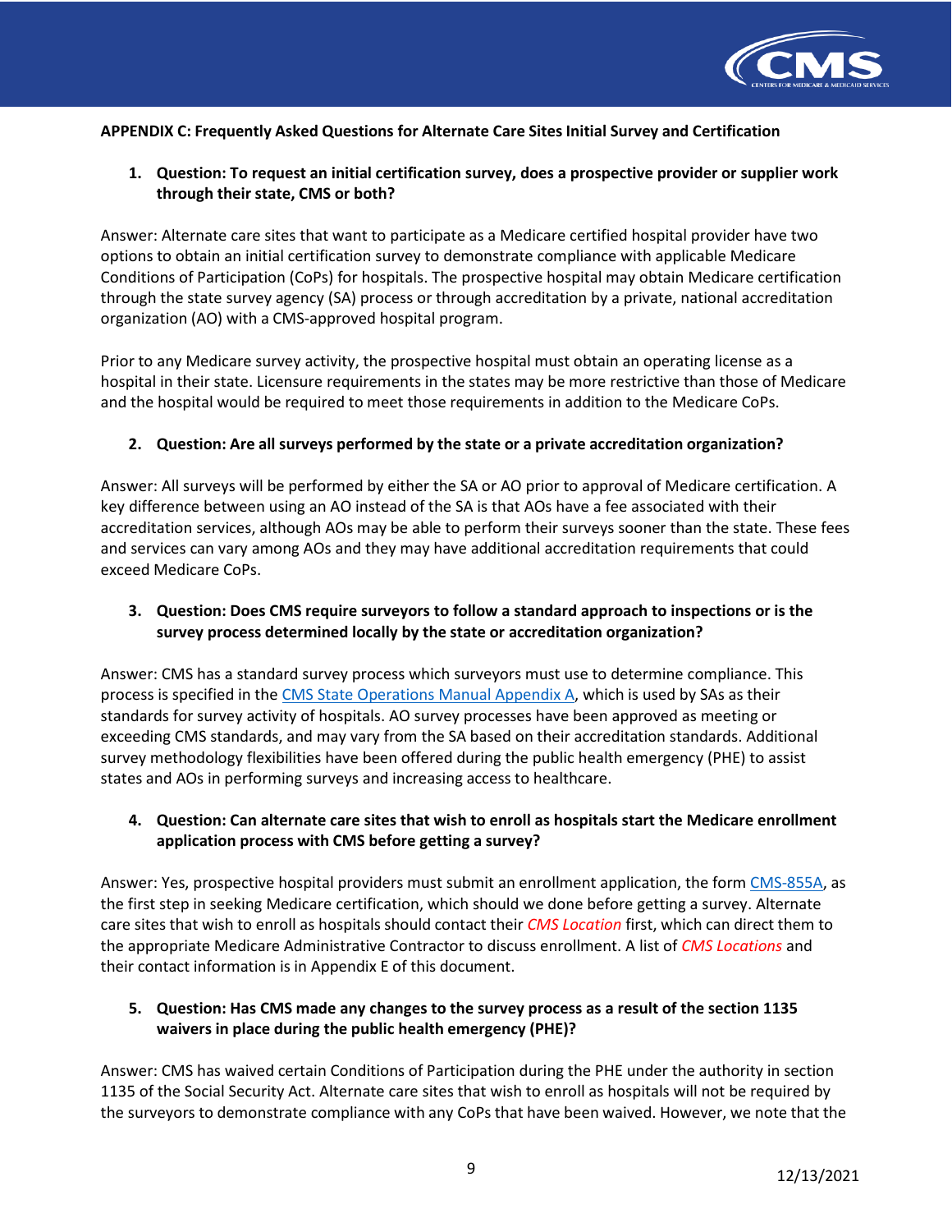**APPENDIX C: Frequently Asked Questions for Alternate Care Sites Initial Survey and Certification**

1. **Question: To request an initial certification survey, does a prospective provider or supplier work through their state, CMS or both?**

Answer: Alternate care sites that want to participate as a Medicare certified hospital provider have two options to obtain an initial certification survey to demonstrate compliance with applicable Medicare Conditions of Participation (CoPs) for hospitals. The prospective hospital may obtain Medicare certification through the state survey agency (SA) process or through accreditation by a private, national accreditation organization (AO) with a CMS-approved hospital program.

Prior to any Medicare survey activity, the prospective hospital must obtain an operating license as a hospital in their state. Licensure requirements in the states may be more restrictive than those of Medicare and the hospital would be required to meet those requirements in addition to the Medicare CoPs.

2. **Question: Are all surveys performed by the state or a private accreditation organization?**

Answer: All surveys will be performed by either the SA or AO prior to approval of Medicare certification. A key difference between using an AO instead of the SA is that AOs have a fee associated with their accreditation services, although AOs may be able to perform their surveys sooner than the state. These fees and services can vary among AOs and they may have additional accreditation requirements that could exceed Medicare CoPs.

3. **Question: Does CMS require surveyors to follow a standard approach to inspections or is the survey process determined locally by the state or accreditation organization?**

Answer: CMS has a standard survey process which surveyors must use to determine compliance. This process is specified in the CMS State Operations Manual Appendix A, which is used by SAs as their standards for survey activity of hospitals. AO survey processes have been approved as meeting or exceeding CMS standards, and may vary from the SA based on their accreditation standards. Additional survey methodology flexibilities have been offered during the public health emergency (PHE) to assist states and AOs in performing surveys and increasing access to healthcare.

4. **Question: Can alternate care sites that wish to enroll as hospitals start the Medicare enrollment application process with CMS before getting a survey?**

Answer: Yes, prospective hospital providers must submit an enrollment application, the form CMS-855A, as the first step in seeking Medicare certification, which should we done before getting a survey. Alternate care sites that wish to enroll as hospitals should contact their *CMS Location* first, which can direct them to the appropriate Medicare Administrative Contractor to discuss enrollment. A list of *CMS Locations* and their contact information is in Appendix E of this document.

5. **Question: Has CMS made any changes to the survey process as a result of the section 1135 waivers in place during the public health emergency (PHE)?**

Answer: CMS has waived certain Conditions of Participation during the PHE under the authority in section 1135 of the Social Security Act. Alternate care sites that wish to enroll as hospitals will not be required by the surveyors to demonstrate compliance with any CoPs that have been waived. However, we note that the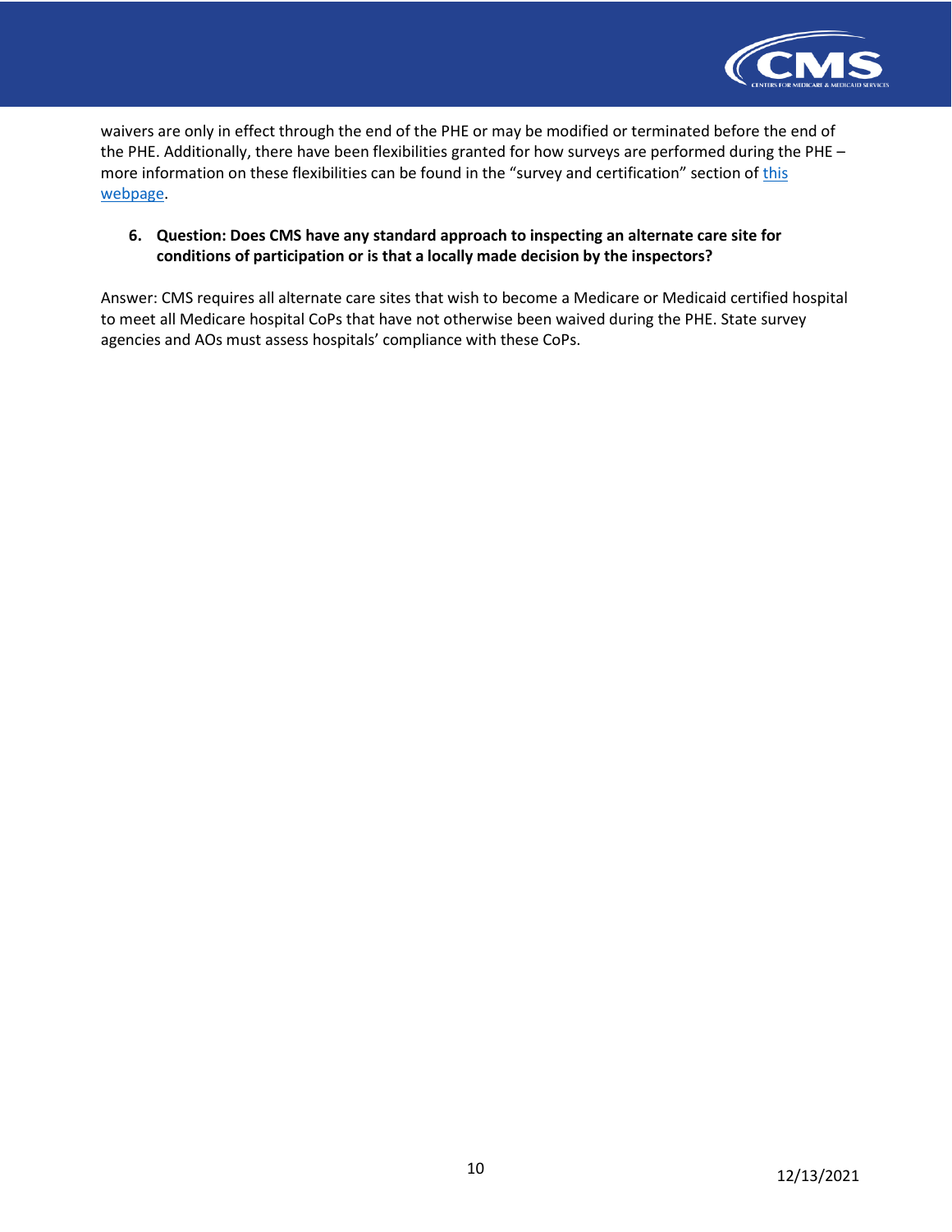waivers are only in effect through the end of the PHE or may be modified or terminated before the end of the PHE. Additionally, there have been flexibilities granted for how surveys are performed during the PHE – more information on these flexibilities can be found in the "survey and certification" section of this webpage.

6. **Question: Does CMS have any standard approach to inspecting an alternate care site for conditions of participation or is that a locally made decision by the inspectors?**

Answer: CMS requires all alternate care sites that wish to become a Medicare or Medicaid certified hospital to meet all Medicare hospital CoPs that have not otherwise been waived during the PHE. State survey agencies and AOs must assess hospitals' compliance with these CoPs.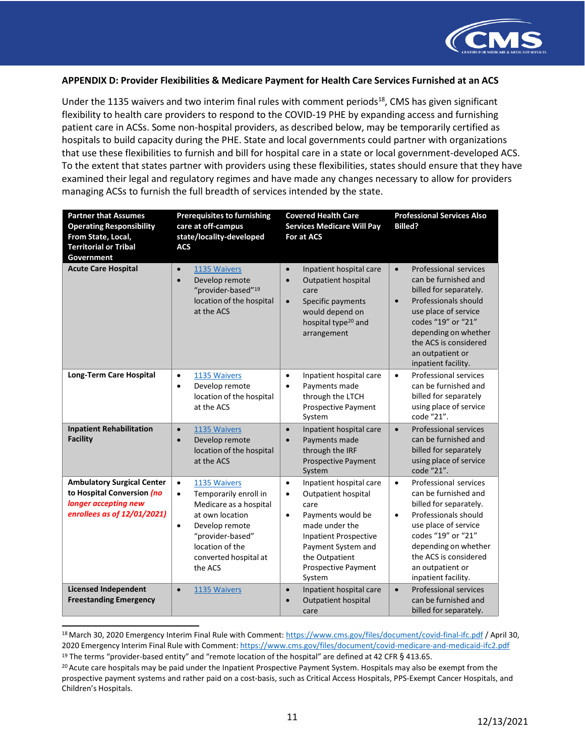**APPENDIX D: Provider Flexibilities & Medicare Payment for Health Care Services Furnished at an ACS**

Under the 1135 waivers and two interim final rules with comment periods[18], CMS has given significant flexibility to health care providers to respond to the COVID-19 PHE by expanding access and furnishing patient care in ACSs. Some non-hospital providers, as described below, may be temporarily certified as hospitals to build capacity during the PHE. State and local governments could partner with organizations that use these flexibilities to furnish and bill for hospital care in a state or local government-developed ACS. To the extent that states partner with providers using these flexibilities, states should ensure that they have examined their legal and regulatory regimes and have made any changes necessary to allow for providers managing ACSs to furnish the full breadth of services intended by the state.

| Partner that Assumes Operating Responsibility From State, Local, Territorial or Tribal Government | Prerequisites to furnishing care at off-campus state/locality-developed ACS | Covered Health Care Services Medicare Will Pay For at ACS | Professional Services Also Billed? |
|---|---|---|---|
| **Acute Care Hospital** | • 1135 Waivers<br>• Develop remote "provider-based"[19] location of the hospital at the ACS | • Inpatient hospital care<br>• Outpatient hospital care<br>• Specific payments would depend on hospital type[20] and arrangement | • Professional services can be furnished and billed for separately.<br>• Professionals should use place of service codes "19" or "21" depending on whether the ACS is considered an outpatient or inpatient facility. |
| **Long-Term Care Hospital** | • 1135 Waivers<br>• Develop remote location of the hospital at the ACS | • Inpatient hospital care<br>• Payments made through the LTCH Prospective Payment System | • Professional services can be furnished and billed for separately using place of service code "21". |
| **Inpatient Rehabilitation Facility** | • 1135 Waivers<br>• Develop remote location of the hospital at the ACS | • Inpatient hospital care<br>• Payments made through the IRF Prospective Payment System | • Professional services can be furnished and billed for separately using place of service code "21". |
| **Ambulatory Surgical Center to Hospital Conversion** ***(no longer accepting new enrollees as of 12/01/2021)*** | • 1135 Waivers<br>• Temporarily enroll in Medicare as a hospital at own location<br>• Develop remote "provider-based" location of the converted hospital at the ACS | • Inpatient hospital care<br>• Outpatient hospital care<br>• Payments would be made under the Inpatient Prospective Payment System and the Outpatient Prospective Payment System | • Professional services can be furnished and billed for separately.<br>• Professionals should use place of service codes "19" or "21" depending on whether the ACS is considered an outpatient or inpatient facility. |
| **Licensed Independent Freestanding Emergency** | • 1135 Waivers | • Inpatient hospital care<br>• Outpatient hospital care | • Professional services can be furnished and billed for separately. |

[18] March 30, 2020 Emergency Interim Final Rule with Comment: https://www.cms.gov/files/document/covid-final-ifc.pdf / April 30, 2020 Emergency Interim Final Rule with Comment: https://www.cms.gov/files/document/covid-medicare-and-medicaid-ifc2.pdf

[19] The terms "provider-based entity" and "remote location of the hospital" are defined at 42 CFR § 413.65.

[20] Acute care hospitals may be paid under the Inpatient Prospective Payment System. Hospitals may also be exempt from the prospective payment systems and rather paid on a cost-basis, such as Critical Access Hospitals, PPS-Exempt Cancer Hospitals, and Children's Hospitals.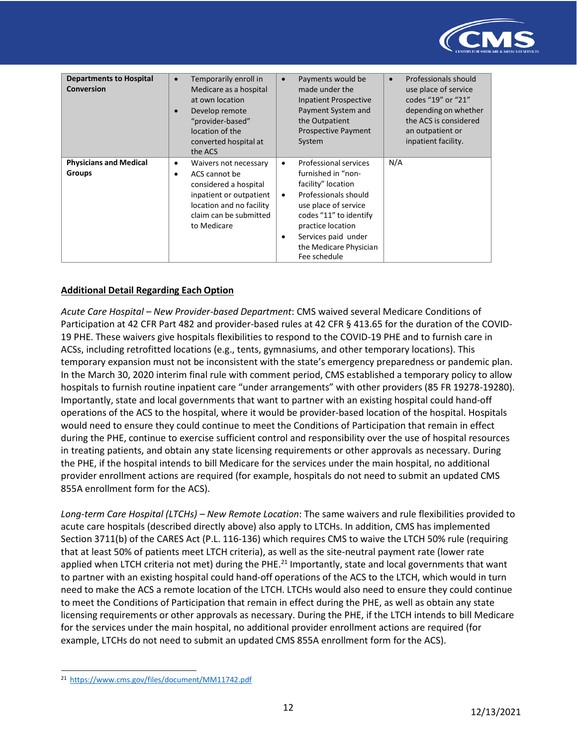| | | | |
|---|---|---|---|
| **Departments to Hospital Conversion** | • Temporarily enroll in Medicare as a hospital at own location<br>• Develop remote "provider-based" location of the converted hospital at the ACS | • Payments would be made under the Inpatient Prospective Payment System and the Outpatient Prospective Payment System | • Professionals should use place of service codes "19" or "21" depending on whether the ACS is considered an outpatient or inpatient facility. |
| **Physicians and Medical Groups** | • Waivers not necessary<br>• ACS cannot be considered a hospital inpatient or outpatient location and no facility claim can be submitted to Medicare | • Professional services furnished in "non-facility" location<br>• Professionals should use place of service codes "11" to identify practice location<br>• Services paid under the Medicare Physician Fee schedule | N/A |

## Additional Detail Regarding Each Option

*Acute Care Hospital – New Provider-based Department*: CMS waived several Medicare Conditions of Participation at 42 CFR Part 482 and provider-based rules at 42 CFR § 413.65 for the duration of the COVID-19 PHE. These waivers give hospitals flexibilities to respond to the COVID-19 PHE and to furnish care in ACSs, including retrofitted locations (e.g., tents, gymnasiums, and other temporary locations). This temporary expansion must not be inconsistent with the state's emergency preparedness or pandemic plan. In the March 30, 2020 interim final rule with comment period, CMS established a temporary policy to allow hospitals to furnish routine inpatient care "under arrangements" with other providers (85 FR 19278-19280). Importantly, state and local governments that want to partner with an existing hospital could hand-off operations of the ACS to the hospital, where it would be provider-based location of the hospital. Hospitals would need to ensure they could continue to meet the Conditions of Participation that remain in effect during the PHE, continue to exercise sufficient control and responsibility over the use of hospital resources in treating patients, and obtain any state licensing requirements or other approvals as necessary. During the PHE, if the hospital intends to bill Medicare for the services under the main hospital, no additional provider enrollment actions are required (for example, hospitals do not need to submit an updated CMS 855A enrollment form for the ACS).

*Long-term Care Hospital (LTCHs) – New Remote Location*: The same waivers and rule flexibilities provided to acute care hospitals (described directly above) also apply to LTCHs. In addition, CMS has implemented Section 3711(b) of the CARES Act (P.L. 116-136) which requires CMS to waive the LTCH 50% rule (requiring that at least 50% of patients meet LTCH criteria), as well as the site-neutral payment rate (lower rate applied when LTCH criteria not met) during the PHE.[21] Importantly, state and local governments that want to partner with an existing hospital could hand-off operations of the ACS to the LTCH, which would in turn need to make the ACS a remote location of the LTCH. LTCHs would also need to ensure they could continue to meet the Conditions of Participation that remain in effect during the PHE, as well as obtain any state licensing requirements or other approvals as necessary. During the PHE, if the LTCH intends to bill Medicare for the services under the main hospital, no additional provider enrollment actions are required (for example, LTCHs do not need to submit an updated CMS 855A enrollment form for the ACS).

[21] https://www.cms.gov/files/document/MM11742.pdf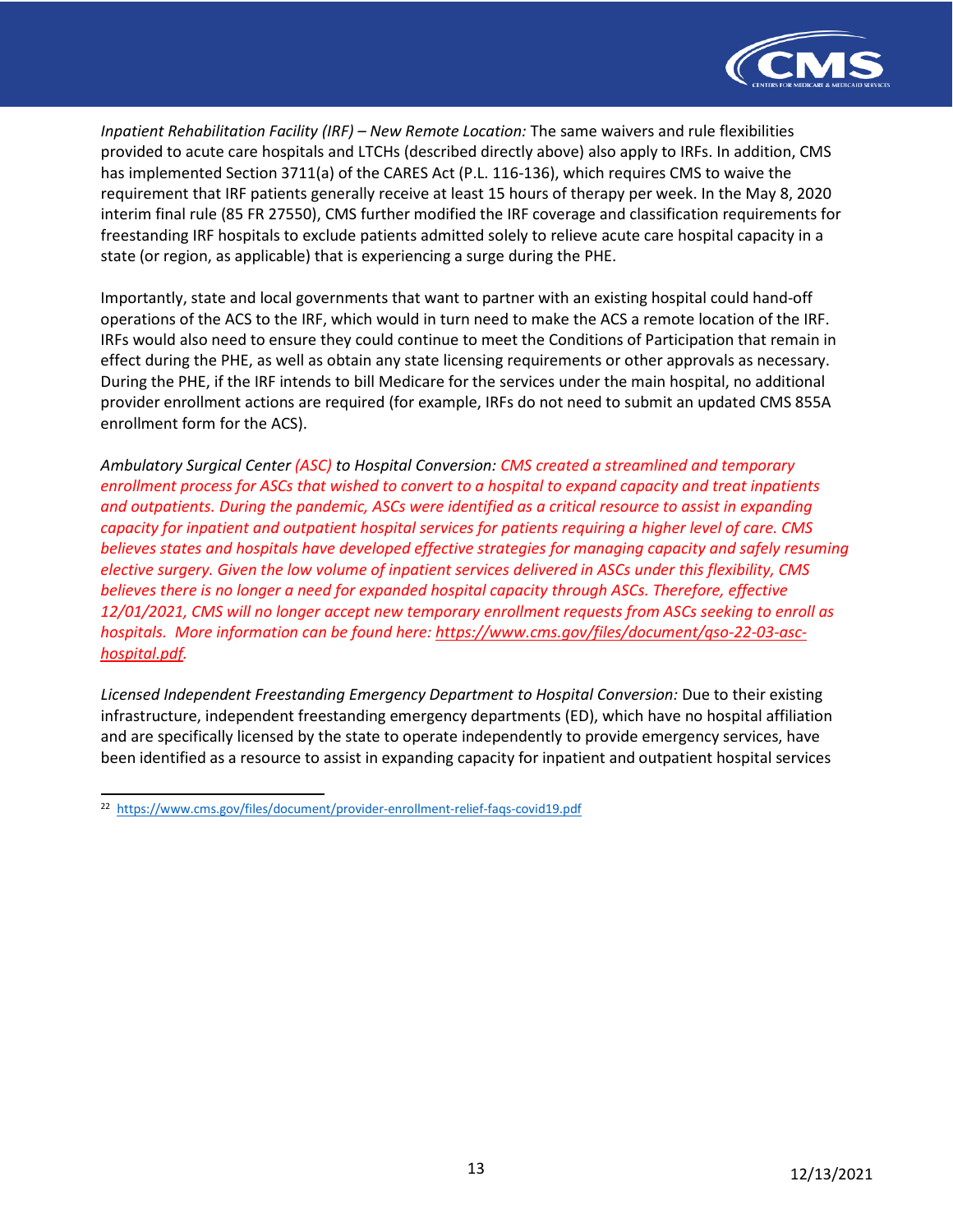*Inpatient Rehabilitation Facility (IRF) – New Remote Location:* The same waivers and rule flexibilities provided to acute care hospitals and LTCHs (described directly above) also apply to IRFs. In addition, CMS has implemented Section 3711(a) of the CARES Act (P.L. 116-136), which requires CMS to waive the requirement that IRF patients generally receive at least 15 hours of therapy per week. In the May 8, 2020 interim final rule (85 FR 27550), CMS further modified the IRF coverage and classification requirements for freestanding IRF hospitals to exclude patients admitted solely to relieve acute care hospital capacity in a state (or region, as applicable) that is experiencing a surge during the PHE.

Importantly, state and local governments that want to partner with an existing hospital could hand-off operations of the ACS to the IRF, which would in turn need to make the ACS a remote location of the IRF. IRFs would also need to ensure they could continue to meet the Conditions of Participation that remain in effect during the PHE, as well as obtain any state licensing requirements or other approvals as necessary. During the PHE, if the IRF intends to bill Medicare for the services under the main hospital, no additional provider enrollment actions are required (for example, IRFs do not need to submit an updated CMS 855A enrollment form for the ACS).

*Ambulatory Surgical Center (ASC) to Hospital Conversion: CMS created a streamlined and temporary enrollment process for ASCs that wished to convert to a hospital to expand capacity and treat inpatients and outpatients. During the pandemic, ASCs were identified as a critical resource to assist in expanding capacity for inpatient and outpatient hospital services for patients requiring a higher level of care. CMS believes states and hospitals have developed effective strategies for managing capacity and safely resuming elective surgery. Given the low volume of inpatient services delivered in ASCs under this flexibility, CMS believes there is no longer a need for expanded hospital capacity through ASCs. Therefore, effective 12/01/2021, CMS will no longer accept new temporary enrollment requests from ASCs seeking to enroll as hospitals. More information can be found here: https://www.cms.gov/files/document/qso-22-03-asc-hospital.pdf.*

*Licensed Independent Freestanding Emergency Department to Hospital Conversion:* Due to their existing infrastructure, independent freestanding emergency departments (ED), which have no hospital affiliation and are specifically licensed by the state to operate independently to provide emergency services, have been identified as a resource to assist in expanding capacity for inpatient and outpatient hospital services

[22] https://www.cms.gov/files/document/provider-enrollment-relief-faqs-covid19.pdf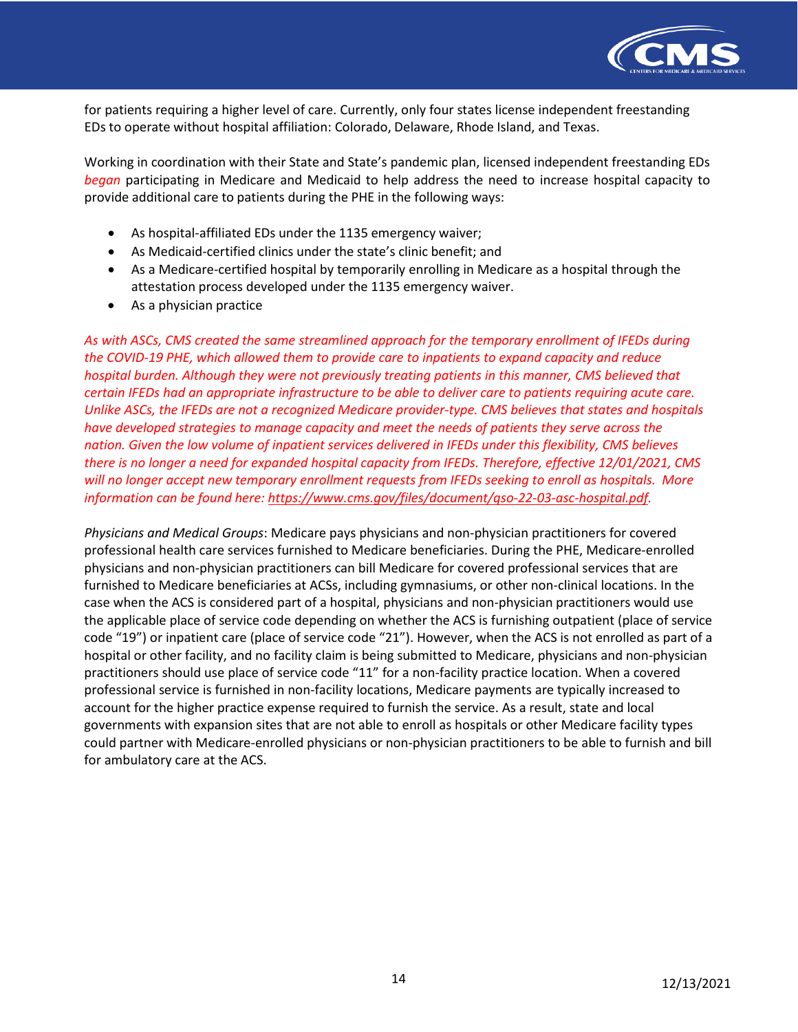for patients requiring a higher level of care. Currently, only four states license independent freestanding EDs to operate without hospital affiliation: Colorado, Delaware, Rhode Island, and Texas.

Working in coordination with their State and State's pandemic plan, licensed independent freestanding EDs *began* participating in Medicare and Medicaid to help address the need to increase hospital capacity to provide additional care to patients during the PHE in the following ways:

- As hospital-affiliated EDs under the 1135 emergency waiver;
- As Medicaid-certified clinics under the state's clinic benefit; and
- As a Medicare-certified hospital by temporarily enrolling in Medicare as a hospital through the attestation process developed under the 1135 emergency waiver.
- As a physician practice

*As with ASCs, CMS created the same streamlined approach for the temporary enrollment of IFEDs during the COVID-19 PHE, which allowed them to provide care to inpatients to expand capacity and reduce hospital burden. Although they were not previously treating patients in this manner, CMS believed that certain IFEDs had an appropriate infrastructure to be able to deliver care to patients requiring acute care. Unlike ASCs, the IFEDs are not a recognized Medicare provider-type. CMS believes that states and hospitals have developed strategies to manage capacity and meet the needs of patients they serve across the nation. Given the low volume of inpatient services delivered in IFEDs under this flexibility, CMS believes there is no longer a need for expanded hospital capacity from IFEDs. Therefore, effective 12/01/2021, CMS will no longer accept new temporary enrollment requests from IFEDs seeking to enroll as hospitals. More information can be found here: https://www.cms.gov/files/document/qso-22-03-asc-hospital.pdf.*

*Physicians and Medical Groups*: Medicare pays physicians and non-physician practitioners for covered professional health care services furnished to Medicare beneficiaries. During the PHE, Medicare-enrolled physicians and non-physician practitioners can bill Medicare for covered professional services that are furnished to Medicare beneficiaries at ACSs, including gymnasiums, or other non-clinical locations. In the case when the ACS is considered part of a hospital, physicians and non-physician practitioners would use the applicable place of service code depending on whether the ACS is furnishing outpatient (place of service code "19") or inpatient care (place of service code "21"). However, when the ACS is not enrolled as part of a hospital or other facility, and no facility claim is being submitted to Medicare, physicians and non-physician practitioners should use place of service code "11" for a non-facility practice location. When a covered professional service is furnished in non-facility locations, Medicare payments are typically increased to account for the higher practice expense required to furnish the service. As a result, state and local governments with expansion sites that are not able to enroll as hospitals or other Medicare facility types could partner with Medicare-enrolled physicians or non-physician practitioners to be able to furnish and bill for ambulatory care at the ACS.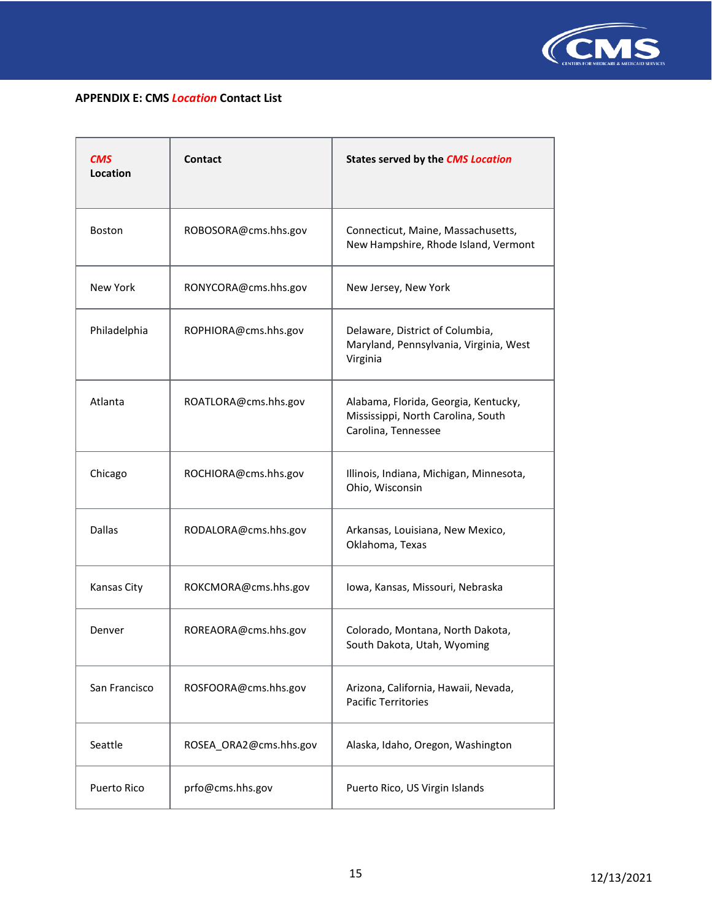**APPENDIX E: CMS *Location* Contact List**

| *CMS* Location | Contact | States served by the *CMS Location* |
|---|---|---|
| Boston | ROBOSORA@cms.hhs.gov | Connecticut, Maine, Massachusetts, New Hampshire, Rhode Island, Vermont |
| New York | RONYCORA@cms.hhs.gov | New Jersey, New York |
| Philadelphia | ROPHIORA@cms.hhs.gov | Delaware, District of Columbia, Maryland, Pennsylvania, Virginia, West Virginia |
| Atlanta | ROATLORA@cms.hhs.gov | Alabama, Florida, Georgia, Kentucky, Mississippi, North Carolina, South Carolina, Tennessee |
| Chicago | ROCHIORA@cms.hhs.gov | Illinois, Indiana, Michigan, Minnesota, Ohio, Wisconsin |
| Dallas | RODALORA@cms.hhs.gov | Arkansas, Louisiana, New Mexico, Oklahoma, Texas |
| Kansas City | ROKCMORA@cms.hhs.gov | Iowa, Kansas, Missouri, Nebraska |
| Denver | ROREAORA@cms.hhs.gov | Colorado, Montana, North Dakota, South Dakota, Utah, Wyoming |
| San Francisco | ROSFOORA@cms.hhs.gov | Arizona, California, Hawaii, Nevada, Pacific Territories |
| Seattle | ROSEA_ORA2@cms.hhs.gov | Alaska, Idaho, Oregon, Washington |
| Puerto Rico | prfo@cms.hhs.gov | Puerto Rico, US Virgin Islands |

12/13/2021